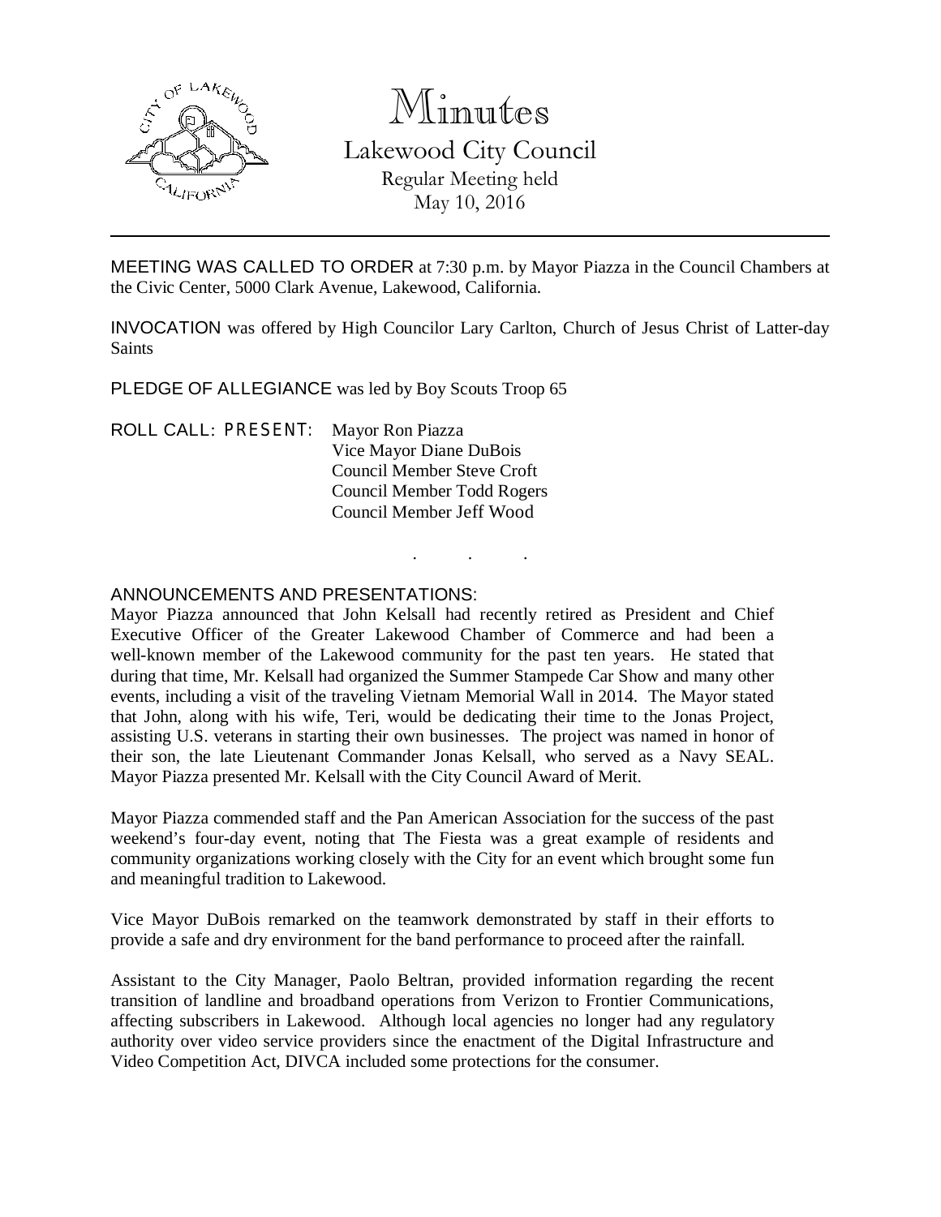# Minutes

## Lakewood City Council

Regular Meeting held
May 10, 2016

---

MEETING WAS CALLED TO ORDER at 7:30 p.m. by Mayor Piazza in the Council Chambers at the Civic Center, 5000 Clark Avenue, Lakewood, California.

INVOCATION was offered by High Councilor Lary Carlton, Church of Jesus Christ of Latter-day Saints

PLEDGE OF ALLEGIANCE was led by Boy Scouts Troop 65

ROLL CALL: PRESENT:
Mayor Ron Piazza
Vice Mayor Diane DuBois
Council Member Steve Croft
Council Member Todd Rogers
Council Member Jeff Wood

. . .

ANNOUNCEMENTS AND PRESENTATIONS:

Mayor Piazza announced that John Kelsall had recently retired as President and Chief Executive Officer of the Greater Lakewood Chamber of Commerce and had been a well-known member of the Lakewood community for the past ten years. He stated that during that time, Mr. Kelsall had organized the Summer Stampede Car Show and many other events, including a visit of the traveling Vietnam Memorial Wall in 2014. The Mayor stated that John, along with his wife, Teri, would be dedicating their time to the Jonas Project, assisting U.S. veterans in starting their own businesses. The project was named in honor of their son, the late Lieutenant Commander Jonas Kelsall, who served as a Navy SEAL. Mayor Piazza presented Mr. Kelsall with the City Council Award of Merit.

Mayor Piazza commended staff and the Pan American Association for the success of the past weekend's four-day event, noting that The Fiesta was a great example of residents and community organizations working closely with the City for an event which brought some fun and meaningful tradition to Lakewood.

Vice Mayor DuBois remarked on the teamwork demonstrated by staff in their efforts to provide a safe and dry environment for the band performance to proceed after the rainfall.

Assistant to the City Manager, Paolo Beltran, provided information regarding the recent transition of landline and broadband operations from Verizon to Frontier Communications, affecting subscribers in Lakewood. Although local agencies no longer had any regulatory authority over video service providers since the enactment of the Digital Infrastructure and Video Competition Act, DIVCA included some protections for the consumer.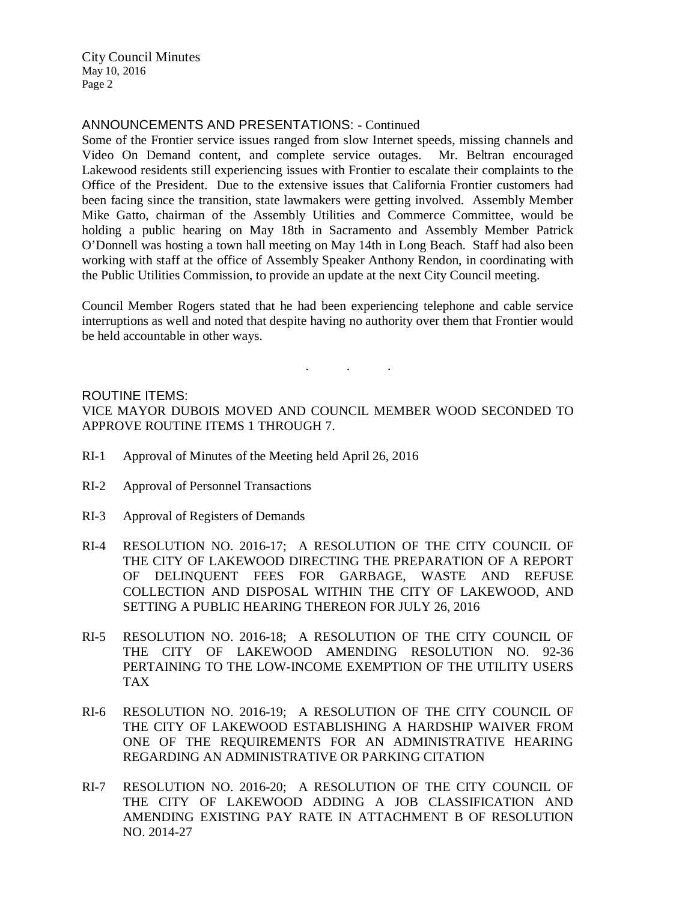ANNOUNCEMENTS AND PRESENTATIONS: - Continued

Some of the Frontier service issues ranged from slow Internet speeds, missing channels and Video On Demand content, and complete service outages. Mr. Beltran encouraged Lakewood residents still experiencing issues with Frontier to escalate their complaints to the Office of the President. Due to the extensive issues that California Frontier customers had been facing since the transition, state lawmakers were getting involved. Assembly Member Mike Gatto, chairman of the Assembly Utilities and Commerce Committee, would be holding a public hearing on May 18th in Sacramento and Assembly Member Patrick O'Donnell was hosting a town hall meeting on May 14th in Long Beach. Staff had also been working with staff at the office of Assembly Speaker Anthony Rendon, in coordinating with the Public Utilities Commission, to provide an update at the next City Council meeting.

Council Member Rogers stated that he had been experiencing telephone and cable service interruptions as well and noted that despite having no authority over them that Frontier would be held accountable in other ways.

. . .

ROUTINE ITEMS:

VICE MAYOR DUBOIS MOVED AND COUNCIL MEMBER WOOD SECONDED TO APPROVE ROUTINE ITEMS 1 THROUGH 7.

RI-1 Approval of Minutes of the Meeting held April 26, 2016

RI-2 Approval of Personnel Transactions

RI-3 Approval of Registers of Demands

RI-4 RESOLUTION NO. 2016-17; A RESOLUTION OF THE CITY COUNCIL OF THE CITY OF LAKEWOOD DIRECTING THE PREPARATION OF A REPORT OF DELINQUENT FEES FOR GARBAGE, WASTE AND REFUSE COLLECTION AND DISPOSAL WITHIN THE CITY OF LAKEWOOD, AND SETTING A PUBLIC HEARING THEREON FOR JULY 26, 2016

RI-5 RESOLUTION NO. 2016-18; A RESOLUTION OF THE CITY COUNCIL OF THE CITY OF LAKEWOOD AMENDING RESOLUTION NO. 92-36 PERTAINING TO THE LOW-INCOME EXEMPTION OF THE UTILITY USERS TAX

RI-6 RESOLUTION NO. 2016-19; A RESOLUTION OF THE CITY COUNCIL OF THE CITY OF LAKEWOOD ESTABLISHING A HARDSHIP WAIVER FROM ONE OF THE REQUIREMENTS FOR AN ADMINISTRATIVE HEARING REGARDING AN ADMINISTRATIVE OR PARKING CITATION

RI-7 RESOLUTION NO. 2016-20; A RESOLUTION OF THE CITY COUNCIL OF THE CITY OF LAKEWOOD ADDING A JOB CLASSIFICATION AND AMENDING EXISTING PAY RATE IN ATTACHMENT B OF RESOLUTION NO. 2014-27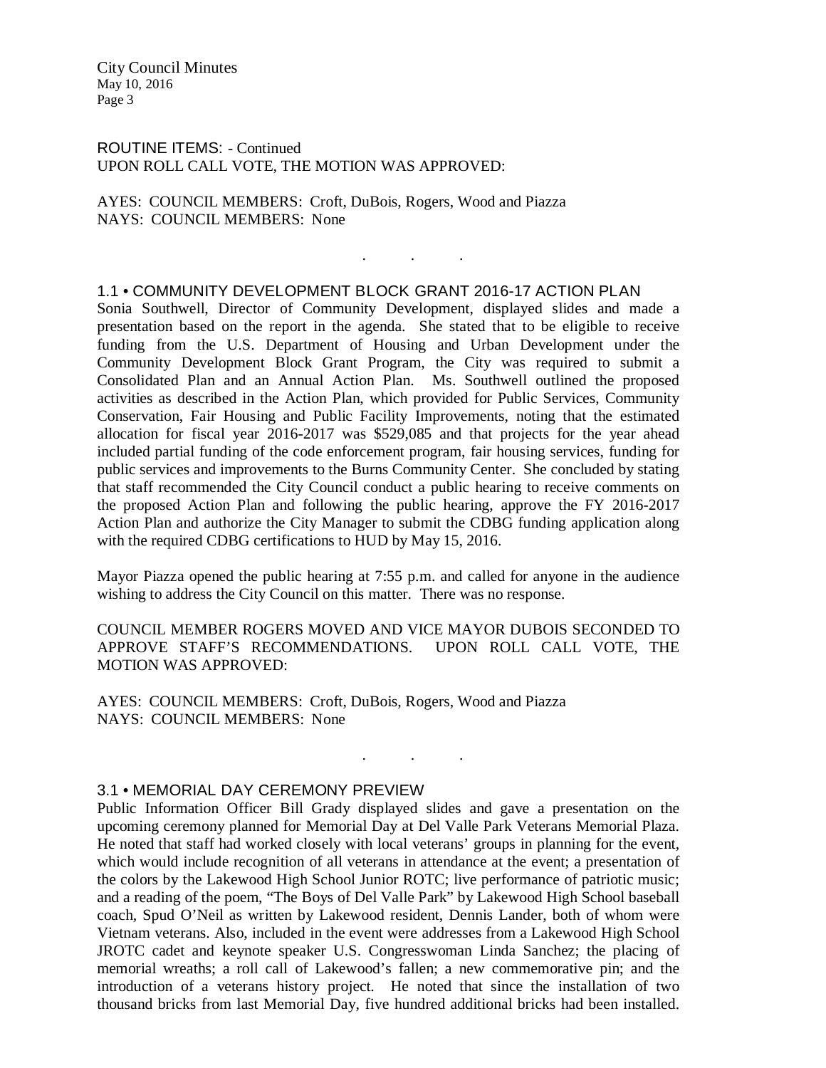ROUTINE ITEMS: - Continued
UPON ROLL CALL VOTE, THE MOTION WAS APPROVED:

AYES: COUNCIL MEMBERS: Croft, DuBois, Rogers, Wood and Piazza
NAYS: COUNCIL MEMBERS: None

. . .

## 1.1 • COMMUNITY DEVELOPMENT BLOCK GRANT 2016-17 ACTION PLAN

Sonia Southwell, Director of Community Development, displayed slides and made a presentation based on the report in the agenda. She stated that to be eligible to receive funding from the U.S. Department of Housing and Urban Development under the Community Development Block Grant Program, the City was required to submit a Consolidated Plan and an Annual Action Plan. Ms. Southwell outlined the proposed activities as described in the Action Plan, which provided for Public Services, Community Conservation, Fair Housing and Public Facility Improvements, noting that the estimated allocation for fiscal year 2016-2017 was $529,085 and that projects for the year ahead included partial funding of the code enforcement program, fair housing services, funding for public services and improvements to the Burns Community Center. She concluded by stating that staff recommended the City Council conduct a public hearing to receive comments on the proposed Action Plan and following the public hearing, approve the FY 2016-2017 Action Plan and authorize the City Manager to submit the CDBG funding application along with the required CDBG certifications to HUD by May 15, 2016.

Mayor Piazza opened the public hearing at 7:55 p.m. and called for anyone in the audience wishing to address the City Council on this matter. There was no response.

COUNCIL MEMBER ROGERS MOVED AND VICE MAYOR DUBOIS SECONDED TO APPROVE STAFF'S RECOMMENDATIONS. UPON ROLL CALL VOTE, THE MOTION WAS APPROVED:

AYES: COUNCIL MEMBERS: Croft, DuBois, Rogers, Wood and Piazza
NAYS: COUNCIL MEMBERS: None

. . .

## 3.1 • MEMORIAL DAY CEREMONY PREVIEW

Public Information Officer Bill Grady displayed slides and gave a presentation on the upcoming ceremony planned for Memorial Day at Del Valle Park Veterans Memorial Plaza. He noted that staff had worked closely with local veterans' groups in planning for the event, which would include recognition of all veterans in attendance at the event; a presentation of the colors by the Lakewood High School Junior ROTC; live performance of patriotic music; and a reading of the poem, "The Boys of Del Valle Park" by Lakewood High School baseball coach, Spud O'Neil as written by Lakewood resident, Dennis Lander, both of whom were Vietnam veterans. Also, included in the event were addresses from a Lakewood High School JROTC cadet and keynote speaker U.S. Congresswoman Linda Sanchez; the placing of memorial wreaths; a roll call of Lakewood's fallen; a new commemorative pin; and the introduction of a veterans history project. He noted that since the installation of two thousand bricks from last Memorial Day, five hundred additional bricks had been installed.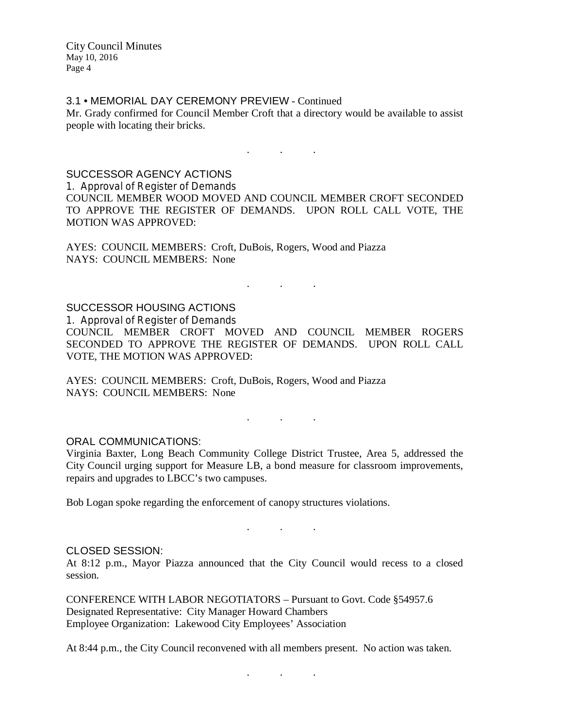3.1 • MEMORIAL DAY CEREMONY PREVIEW - Continued

Mr. Grady confirmed for Council Member Croft that a directory would be available to assist people with locating their bricks.

. . .

## SUCCESSOR AGENCY ACTIONS

1. Approval of Register of Demands

COUNCIL MEMBER WOOD MOVED AND COUNCIL MEMBER CROFT SECONDED TO APPROVE THE REGISTER OF DEMANDS. UPON ROLL CALL VOTE, THE MOTION WAS APPROVED:

AYES: COUNCIL MEMBERS: Croft, DuBois, Rogers, Wood and Piazza
NAYS: COUNCIL MEMBERS: None

. . .

## SUCCESSOR HOUSING ACTIONS

1. Approval of Register of Demands

COUNCIL MEMBER CROFT MOVED AND COUNCIL MEMBER ROGERS SECONDED TO APPROVE THE REGISTER OF DEMANDS. UPON ROLL CALL VOTE, THE MOTION WAS APPROVED:

AYES: COUNCIL MEMBERS: Croft, DuBois, Rogers, Wood and Piazza
NAYS: COUNCIL MEMBERS: None

. . .

## ORAL COMMUNICATIONS:

Virginia Baxter, Long Beach Community College District Trustee, Area 5, addressed the City Council urging support for Measure LB, a bond measure for classroom improvements, repairs and upgrades to LBCC's two campuses.

Bob Logan spoke regarding the enforcement of canopy structures violations.

. . .

## CLOSED SESSION:

At 8:12 p.m., Mayor Piazza announced that the City Council would recess to a closed session.

CONFERENCE WITH LABOR NEGOTIATORS – Pursuant to Govt. Code §54957.6
Designated Representative: City Manager Howard Chambers
Employee Organization: Lakewood City Employees' Association

At 8:44 p.m., the City Council reconvened with all members present. No action was taken.

. . .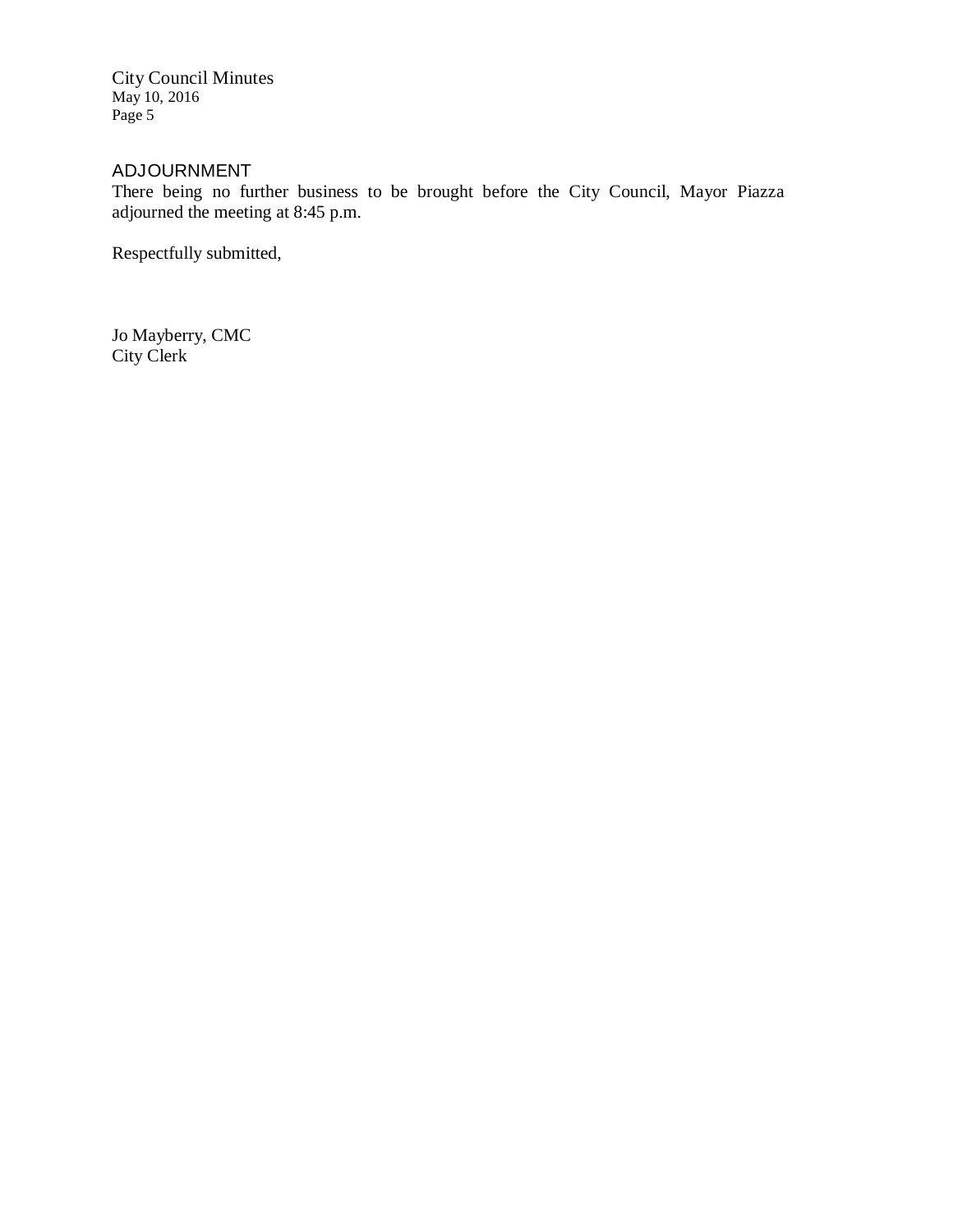## ADJOURNMENT

There being no further business to be brought before the City Council, Mayor Piazza adjourned the meeting at 8:45 p.m.

Respectfully submitted,

Jo Mayberry, CMC
City Clerk